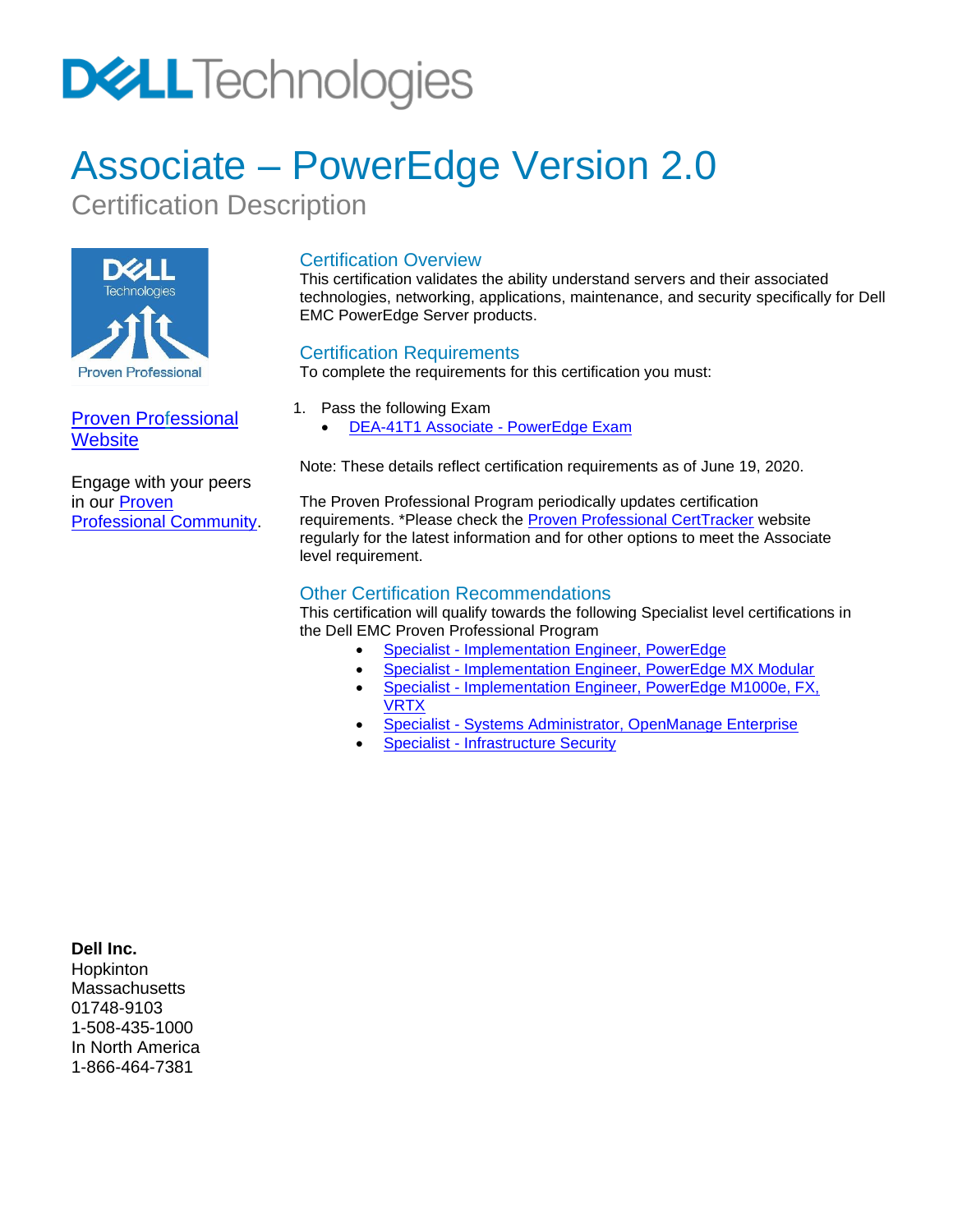# Associate – PowerEdge Version 2.0

Certification Description

## Certification Overview

This certification validates the ability understand servers and their associated technologies, networking, applications, maintenance, and security specifically for Dell EMC PowerEdge Server products.

## Certification Requirements

To complete the requirements for this certification you must:

1. Pass the following Exam
   - DEA-41T1 Associate - PowerEdge Exam

Note: These details reflect certification requirements as of June 19, 2020.

The Proven Professional Program periodically updates certification requirements. *Please check the Proven Professional CertTracker website regularly for the latest information and for other options to meet the Associate level requirement.

## Other Certification Recommendations

This certification will qualify towards the following Specialist level certifications in the Dell EMC Proven Professional Program

- Specialist - Implementation Engineer, PowerEdge
- Specialist - Implementation Engineer, PowerEdge MX Modular
- Specialist - Implementation Engineer, PowerEdge M1000e, FX, VRTX
- Specialist - Systems Administrator, OpenManage Enterprise
- Specialist - Infrastructure Security

Proven Professional Website

Engage with your peers in our Proven Professional Community.

**Dell Inc.**
Hopkinton
Massachusetts
01748-9103
1-508-435-1000
In North America
1-866-464-7381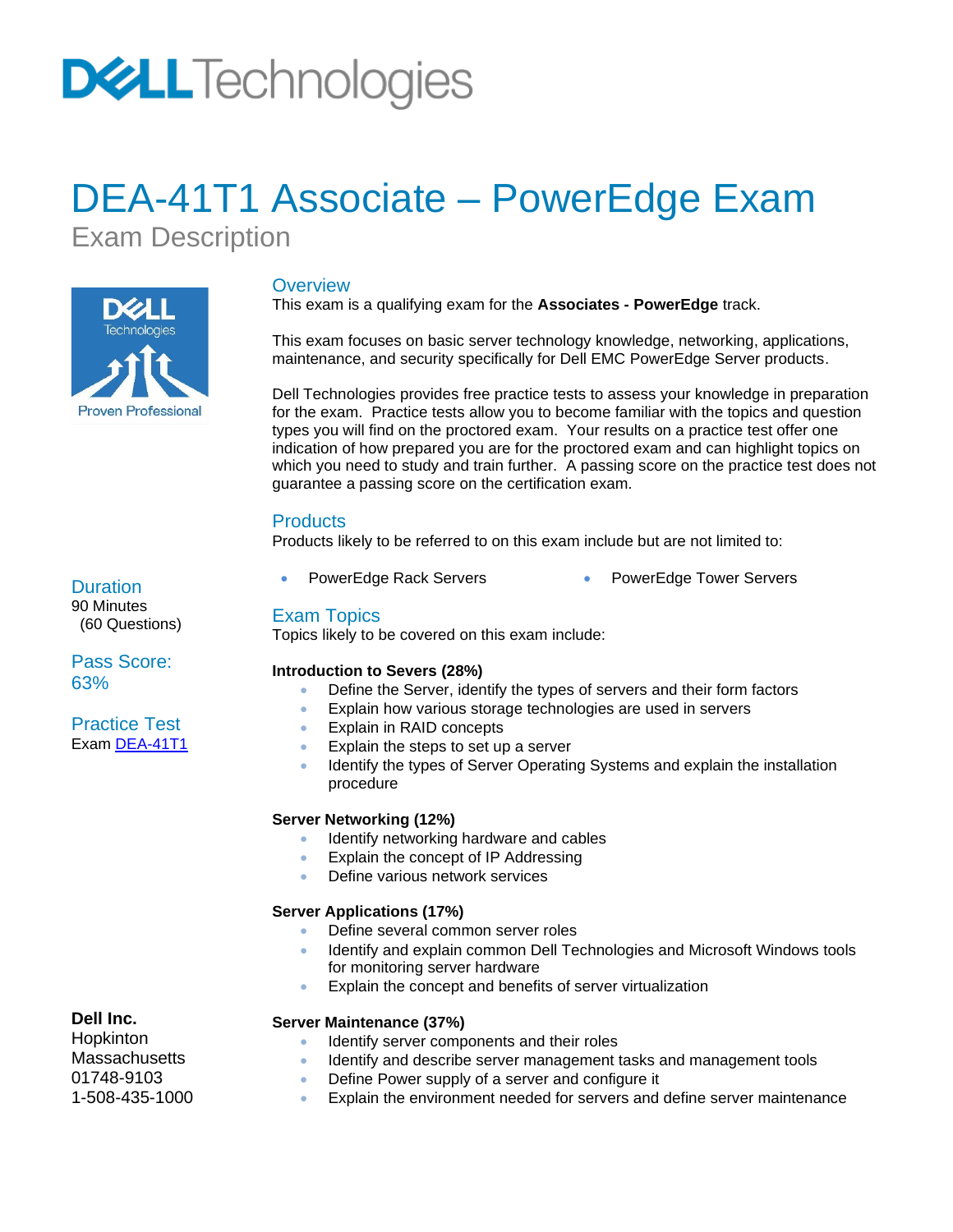# DEA-41T1 Associate – PowerEdge Exam

Exam Description

## Overview

This exam is a qualifying exam for the **Associates - PowerEdge** track.

This exam focuses on basic server technology knowledge, networking, applications, maintenance, and security specifically for Dell EMC PowerEdge Server products.

Dell Technologies provides free practice tests to assess your knowledge in preparation for the exam. Practice tests allow you to become familiar with the topics and question types you will find on the proctored exam. Your results on a practice test offer one indication of how prepared you are for the proctored exam and can highlight topics on which you need to study and train further. A passing score on the practice test does not guarantee a passing score on the certification exam.

## Products

Products likely to be referred to on this exam include but are not limited to:

- PowerEdge Rack Servers
- PowerEdge Tower Servers

## Duration

90 Minutes
(60 Questions)

## Pass Score:

63%

## Practice Test

Exam [DEA-41T1]

## Exam Topics

Topics likely to be covered on this exam include:

**Introduction to Severs (28%)**

- Define the Server, identify the types of servers and their form factors
- Explain how various storage technologies are used in servers
- Explain in RAID concepts
- Explain the steps to set up a server
- Identify the types of Server Operating Systems and explain the installation procedure

**Server Networking (12%)**

- Identify networking hardware and cables
- Explain the concept of IP Addressing
- Define various network services

**Server Applications (17%)**

- Define several common server roles
- Identify and explain common Dell Technologies and Microsoft Windows tools for monitoring server hardware
- Explain the concept and benefits of server virtualization

**Server Maintenance (37%)**

- Identify server components and their roles
- Identify and describe server management tasks and management tools
- Define Power supply of a server and configure it
- Explain the environment needed for servers and define server maintenance

**Dell Inc.**
Hopkinton
Massachusetts
01748-9103
1-508-435-1000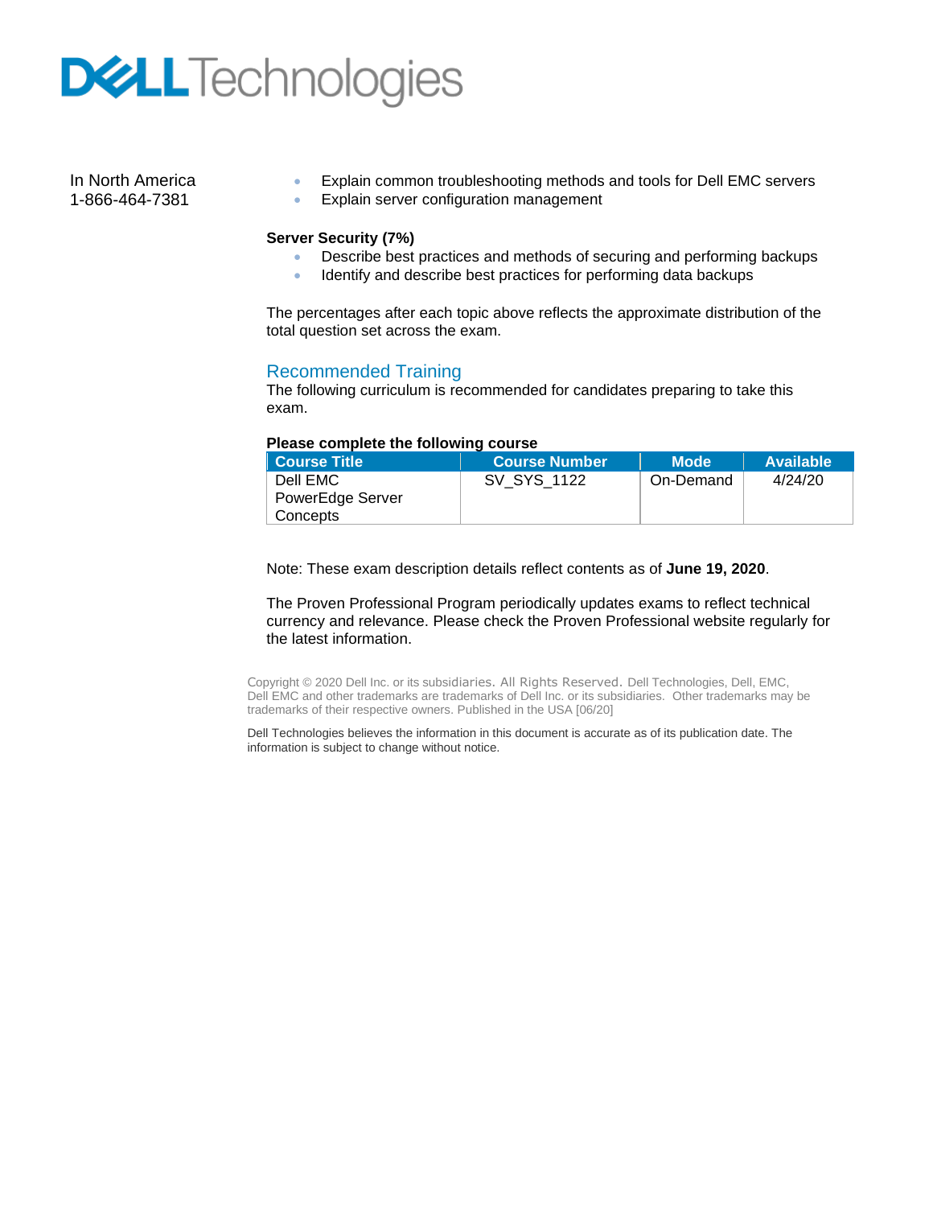In North America
1-866-464-7381

- Explain common troubleshooting methods and tools for Dell EMC servers
- Explain server configuration management

**Server Security (7%)**

- Describe best practices and methods of securing and performing backups
- Identify and describe best practices for performing data backups

The percentages after each topic above reflects the approximate distribution of the total question set across the exam.

## Recommended Training

The following curriculum is recommended for candidates preparing to take this exam.

**Please complete the following course**

| Course Title | Course Number | Mode | Available |
|---|---|---|---|
| Dell EMC PowerEdge Server Concepts | SV_SYS_1122 | On-Demand | 4/24/20 |

Note: These exam description details reflect contents as of **June 19, 2020**.

The Proven Professional Program periodically updates exams to reflect technical currency and relevance. Please check the Proven Professional website regularly for the latest information.

Copyright © 2020 Dell Inc. or its subsidiaries. All Rights Reserved. Dell Technologies, Dell, EMC, Dell EMC and other trademarks are trademarks of Dell Inc. or its subsidiaries. Other trademarks may be trademarks of their respective owners. Published in the USA [06/20]

Dell Technologies believes the information in this document is accurate as of its publication date. The information is subject to change without notice.